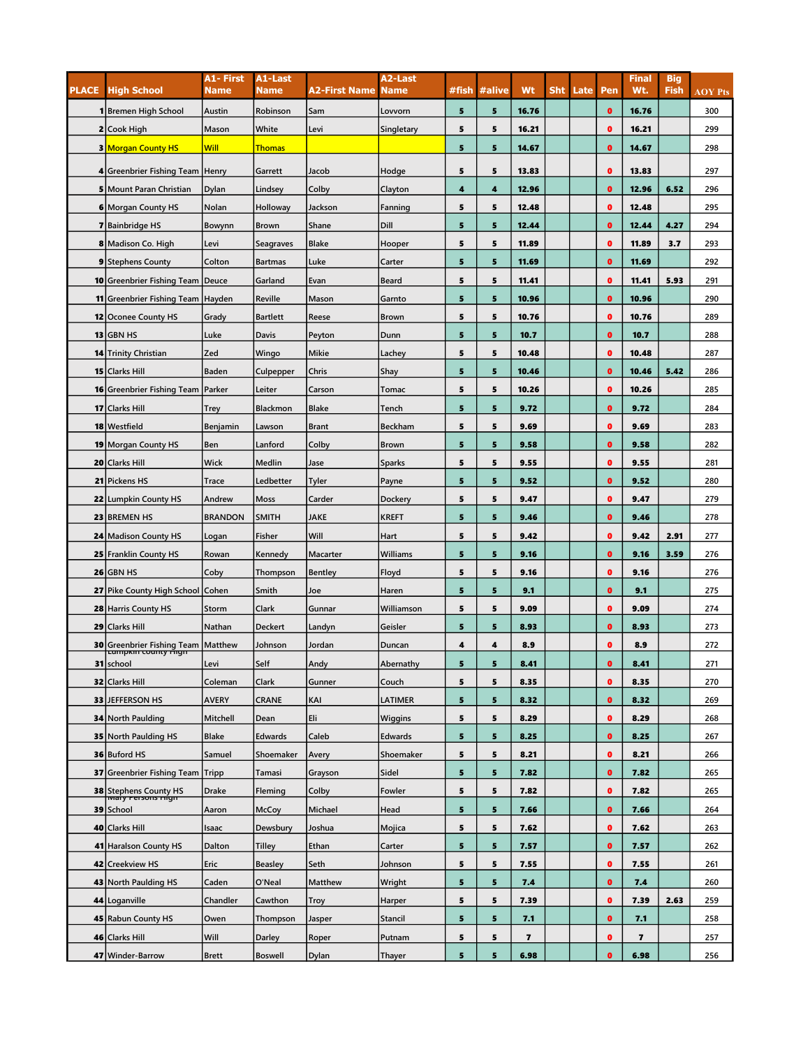| PLACE | High School | A1- First Name | A1-Last Name | A2-First Name | A2-Last Name | #fish | #alive | Wt | Sht | Late | Pen | Final Wt. | Big Fish | AOY Pts |
|---|---|---|---|---|---|---|---|---|---|---|---|---|---|---|
| 1 | Bremen High School | Austin | Robinson | Sam | Lovvorn | 5 | 5 | 16.76 | | | 0 | 16.76 | | 300 |
| 2 | Cook High | Mason | White | Levi | Singletary | 5 | 5 | 16.21 | | | 0 | 16.21 | | 299 |
| 3 | Morgan County HS | Will | Thomas | | | 5 | 5 | 14.67 | | | 0 | 14.67 | | 298 |
| 4 | Greenbrier Fishing Team | Henry | Garrett | Jacob | Hodge | 5 | 5 | 13.83 | | | 0 | 13.83 | | 297 |
| 5 | Mount Paran Christian | Dylan | Lindsey | Colby | Clayton | 4 | 4 | 12.96 | | | 0 | 12.96 | 6.52 | 296 |
| 6 | Morgan County HS | Nolan | Holloway | Jackson | Fanning | 5 | 5 | 12.48 | | | 0 | 12.48 | | 295 |
| 7 | Bainbridge HS | Bowynn | Brown | Shane | Dill | 5 | 5 | 12.44 | | | 0 | 12.44 | 4.27 | 294 |
| 8 | Madison Co. High | Levi | Seagraves | Blake | Hooper | 5 | 5 | 11.89 | | | 0 | 11.89 | 3.7 | 293 |
| 9 | Stephens County | Colton | Bartmas | Luke | Carter | 5 | 5 | 11.69 | | | 0 | 11.69 | | 292 |
| 10 | Greenbrier Fishing Team | Deuce | Garland | Evan | Beard | 5 | 5 | 11.41 | | | 0 | 11.41 | 5.93 | 291 |
| 11 | Greenbrier Fishing Team | Hayden | Reville | Mason | Garnto | 5 | 5 | 10.96 | | | 0 | 10.96 | | 290 |
| 12 | Oconee County HS | Grady | Bartlett | Reese | Brown | 5 | 5 | 10.76 | | | 0 | 10.76 | | 289 |
| 13 | GBN HS | Luke | Davis | Peyton | Dunn | 5 | 5 | 10.7 | | | 0 | 10.7 | | 288 |
| 14 | Trinity Christian | Zed | Wingo | Mikie | Lachey | 5 | 5 | 10.48 | | | 0 | 10.48 | | 287 |
| 15 | Clarks Hill | Baden | Culpepper | Chris | Shay | 5 | 5 | 10.46 | | | 0 | 10.46 | 5.42 | 286 |
| 16 | Greenbrier Fishing Team | Parker | Leiter | Carson | Tomac | 5 | 5 | 10.26 | | | 0 | 10.26 | | 285 |
| 17 | Clarks Hill | Trey | Blackmon | Blake | Tench | 5 | 5 | 9.72 | | | 0 | 9.72 | | 284 |
| 18 | Westfield | Benjamin | Lawson | Brant | Beckham | 5 | 5 | 9.69 | | | 0 | 9.69 | | 283 |
| 19 | Morgan County HS | Ben | Lanford | Colby | Brown | 5 | 5 | 9.58 | | | 0 | 9.58 | | 282 |
| 20 | Clarks Hill | Wick | Medlin | Jase | Sparks | 5 | 5 | 9.55 | | | 0 | 9.55 | | 281 |
| 21 | Pickens HS | Trace | Ledbetter | Tyler | Payne | 5 | 5 | 9.52 | | | 0 | 9.52 | | 280 |
| 22 | Lumpkin County HS | Andrew | Moss | Carder | Dockery | 5 | 5 | 9.47 | | | 0 | 9.47 | | 279 |
| 23 | BREMEN HS | BRANDON | SMITH | JAKE | KREFT | 5 | 5 | 9.46 | | | 0 | 9.46 | | 278 |
| 24 | Madison County HS | Logan | Fisher | Will | Hart | 5 | 5 | 9.42 | | | 0 | 9.42 | 2.91 | 277 |
| 25 | Franklin County HS | Rowan | Kennedy | Macarter | Williams | 5 | 5 | 9.16 | | | 0 | 9.16 | 3.59 | 276 |
| 26 | GBN HS | Coby | Thompson | Bentley | Floyd | 5 | 5 | 9.16 | | | 0 | 9.16 | | 276 |
| 27 | Pike County High School | Cohen | Smith | Joe | Haren | 5 | 5 | 9.1 | | | 0 | 9.1 | | 275 |
| 28 | Harris County HS | Storm | Clark | Gunnar | Williamson | 5 | 5 | 9.09 | | | 0 | 9.09 | | 274 |
| 29 | Clarks Hill | Nathan | Deckert | Landyn | Geisler | 5 | 5 | 8.93 | | | 0 | 8.93 | | 273 |
| 30 | Greenbrier Fishing Team | Matthew | Johnson | Jordan | Duncan | 4 | 4 | 8.9 | | | 0 | 8.9 | | 272 |
| 31 | Lumpkin county High school | Levi | Self | Andy | Abernathy | 5 | 5 | 8.41 | | | 0 | 8.41 | | 271 |
| 32 | Clarks Hill | Coleman | Clark | Gunner | Couch | 5 | 5 | 8.35 | | | 0 | 8.35 | | 270 |
| 33 | JEFFERSON HS | AVERY | CRANE | KAI | LATIMER | 5 | 5 | 8.32 | | | 0 | 8.32 | | 269 |
| 34 | North Paulding | Mitchell | Dean | Eli | Wiggins | 5 | 5 | 8.29 | | | 0 | 8.29 | | 268 |
| 35 | North Paulding HS | Blake | Edwards | Caleb | Edwards | 5 | 5 | 8.25 | | | 0 | 8.25 | | 267 |
| 36 | Buford HS | Samuel | Shoemaker | Avery | Shoemaker | 5 | 5 | 8.21 | | | 0 | 8.21 | | 266 |
| 37 | Greenbrier Fishing Team | Tripp | Tamasi | Grayson | Sidel | 5 | 5 | 7.82 | | | 0 | 7.82 | | 265 |
| 38 | Stephens County HS | Drake | Fleming | Colby | Fowler | 5 | 5 | 7.82 | | | 0 | 7.82 | | 265 |
| 39 | Mary Persons High School | Aaron | McCoy | Michael | Head | 5 | 5 | 7.66 | | | 0 | 7.66 | | 264 |
| 40 | Clarks Hill | Isaac | Dewsbury | Joshua | Mojica | 5 | 5 | 7.62 | | | 0 | 7.62 | | 263 |
| 41 | Haralson County HS | Dalton | Tilley | Ethan | Carter | 5 | 5 | 7.57 | | | 0 | 7.57 | | 262 |
| 42 | Creekview HS | Eric | Beasley | Seth | Johnson | 5 | 5 | 7.55 | | | 0 | 7.55 | | 261 |
| 43 | North Paulding HS | Caden | O'Neal | Matthew | Wright | 5 | 5 | 7.4 | | | 0 | 7.4 | | 260 |
| 44 | Loganville | Chandler | Cawthon | Troy | Harper | 5 | 5 | 7.39 | | | 0 | 7.39 | 2.63 | 259 |
| 45 | Rabun County HS | Owen | Thompson | Jasper | Stancil | 5 | 5 | 7.1 | | | 0 | 7.1 | | 258 |
| 46 | Clarks Hill | Will | Darley | Roper | Putnam | 5 | 5 | 7 | | | 0 | 7 | | 257 |
| 47 | Winder-Barrow | Brett | Boswell | Dylan | Thayer | 5 | 5 | 6.98 | | | 0 | 6.98 | | 256 |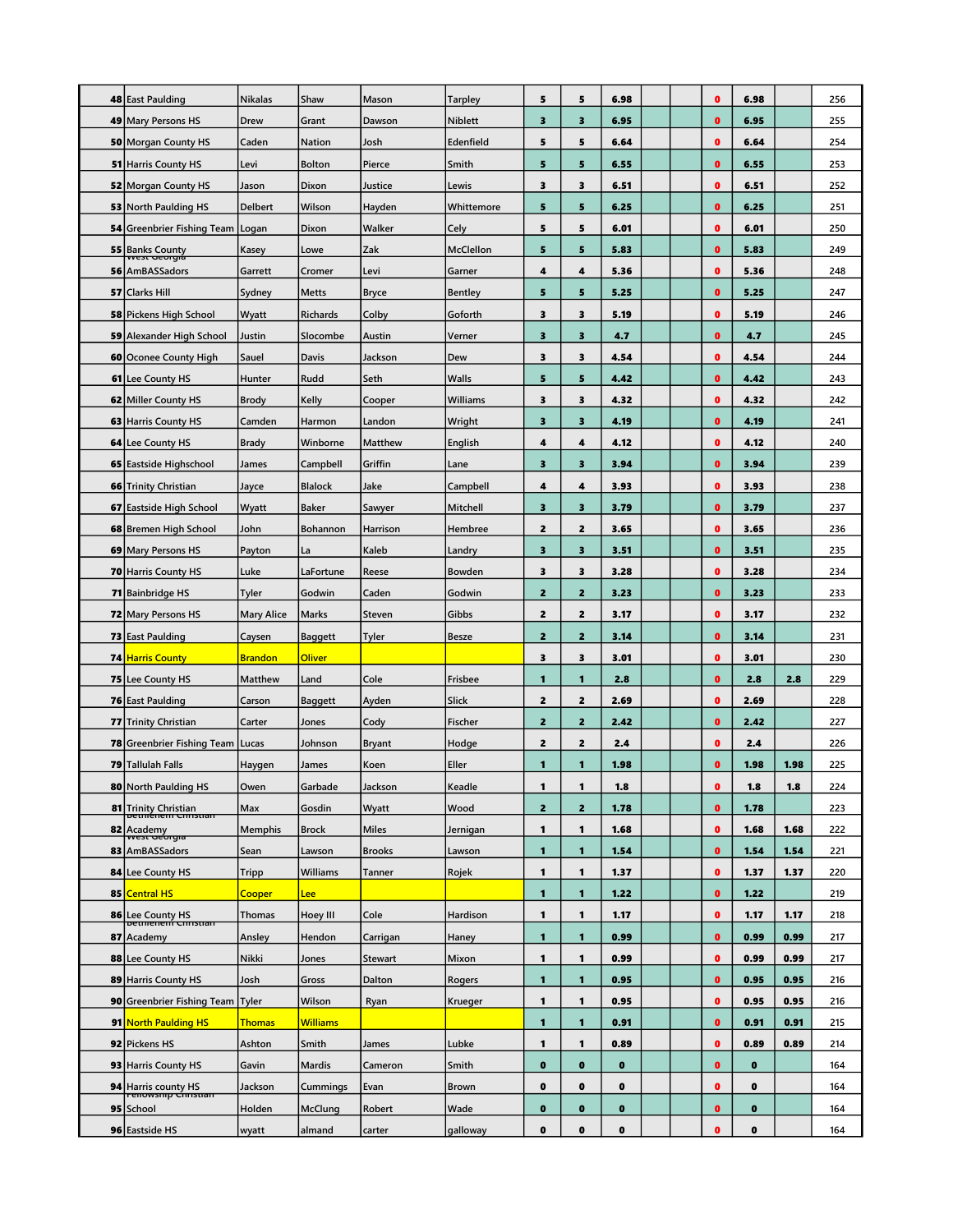| | | | | | | | | | | | | | |
|---|---|---|---|---|---|---|---|---|---|---|---|---|---|
| 48 | East Paulding | Nikalas | Shaw | Mason | Tarpley | 5 | 5 | 6.98 | | | 0 | 6.98 | | 256 |
| 49 | Mary Persons HS | Drew | Grant | Dawson | Niblett | 3 | 3 | 6.95 | | | 0 | 6.95 | | 255 |
| 50 | Morgan County HS | Caden | Nation | Josh | Edenfield | 5 | 5 | 6.64 | | | 0 | 6.64 | | 254 |
| 51 | Harris County HS | Levi | Bolton | Pierce | Smith | 5 | 5 | 6.55 | | | 0 | 6.55 | | 253 |
| 52 | Morgan County HS | Jason | Dixon | Justice | Lewis | 3 | 3 | 6.51 | | | 0 | 6.51 | | 252 |
| 53 | North Paulding HS | Delbert | Wilson | Hayden | Whittemore | 5 | 5 | 6.25 | | | 0 | 6.25 | | 251 |
| 54 | Greenbrier Fishing Team | Logan | Dixon | Walker | Cely | 5 | 5 | 6.01 | | | 0 | 6.01 | | 250 |
| 55 | Banks County | Kasey | Lowe | Zak | McClellon | 5 | 5 | 5.83 | | | 0 | 5.83 | | 249 |
| 56 | West Georgia AmBASSadors | Garrett | Cromer | Levi | Garner | 4 | 4 | 5.36 | | | 0 | 5.36 | | 248 |
| 57 | Clarks Hill | Sydney | Metts | Bryce | Bentley | 5 | 5 | 5.25 | | | 0 | 5.25 | | 247 |
| 58 | Pickens High School | Wyatt | Richards | Colby | Goforth | 3 | 3 | 5.19 | | | 0 | 5.19 | | 246 |
| 59 | Alexander High School | Justin | Slocombe | Austin | Verner | 3 | 3 | 4.7 | | | 0 | 4.7 | | 245 |
| 60 | Oconee County High | Sauel | Davis | Jackson | Dew | 3 | 3 | 4.54 | | | 0 | 4.54 | | 244 |
| 61 | Lee County HS | Hunter | Rudd | Seth | Walls | 5 | 5 | 4.42 | | | 0 | 4.42 | | 243 |
| 62 | Miller County HS | Brody | Kelly | Cooper | Williams | 3 | 3 | 4.32 | | | 0 | 4.32 | | 242 |
| 63 | Harris County HS | Camden | Harmon | Landon | Wright | 3 | 3 | 4.19 | | | 0 | 4.19 | | 241 |
| 64 | Lee County HS | Brady | Winborne | Matthew | English | 4 | 4 | 4.12 | | | 0 | 4.12 | | 240 |
| 65 | Eastside Highschool | James | Campbell | Griffin | Lane | 3 | 3 | 3.94 | | | 0 | 3.94 | | 239 |
| 66 | Trinity Christian | Jayce | Blalock | Jake | Campbell | 4 | 4 | 3.93 | | | 0 | 3.93 | | 238 |
| 67 | Eastside High School | Wyatt | Baker | Sawyer | Mitchell | 3 | 3 | 3.79 | | | 0 | 3.79 | | 237 |
| 68 | Bremen High School | John | Bohannon | Harrison | Hembree | 2 | 2 | 3.65 | | | 0 | 3.65 | | 236 |
| 69 | Mary Persons HS | Payton | La | Kaleb | Landry | 3 | 3 | 3.51 | | | 0 | 3.51 | | 235 |
| 70 | Harris County HS | Luke | LaFortune | Reese | Bowden | 3 | 3 | 3.28 | | | 0 | 3.28 | | 234 |
| 71 | Bainbridge HS | Tyler | Godwin | Caden | Godwin | 2 | 2 | 3.23 | | | 0 | 3.23 | | 233 |
| 72 | Mary Persons HS | Mary Alice | Marks | Steven | Gibbs | 2 | 2 | 3.17 | | | 0 | 3.17 | | 232 |
| 73 | East Paulding | Caysen | Baggett | Tyler | Besze | 2 | 2 | 3.14 | | | 0 | 3.14 | | 231 |
| 74 | Harris County | Brandon | Oliver | | | 3 | 3 | 3.01 | | | 0 | 3.01 | | 230 |
| 75 | Lee County HS | Matthew | Land | Cole | Frisbee | 1 | 1 | 2.8 | | | 0 | 2.8 | 2.8 | 229 |
| 76 | East Paulding | Carson | Baggett | Ayden | Slick | 2 | 2 | 2.69 | | | 0 | 2.69 | | 228 |
| 77 | Trinity Christian | Carter | Jones | Cody | Fischer | 2 | 2 | 2.42 | | | 0 | 2.42 | | 227 |
| 78 | Greenbrier Fishing Team | Lucas | Johnson | Bryant | Hodge | 2 | 2 | 2.4 | | | 0 | 2.4 | | 226 |
| 79 | Tallulah Falls | Haygen | James | Koen | Eller | 1 | 1 | 1.98 | | | 0 | 1.98 | 1.98 | 225 |
| 80 | North Paulding HS | Owen | Garbade | Jackson | Keadle | 1 | 1 | 1.8 | | | 0 | 1.8 | 1.8 | 224 |
| 81 | Trinity Christian | Max | Gosdin | Wyatt | Wood | 2 | 2 | 1.78 | | | 0 | 1.78 | | 223 |
| 82 | Bethlehem Christian Academy | Memphis | Brock | Miles | Jernigan | 1 | 1 | 1.68 | | | 0 | 1.68 | 1.68 | 222 |
| 83 | West Georgia AmBASSadors | Sean | Lawson | Brooks | Lawson | 1 | 1 | 1.54 | | | 0 | 1.54 | 1.54 | 221 |
| 84 | Lee County HS | Tripp | Williams | Tanner | Rojek | 1 | 1 | 1.37 | | | 0 | 1.37 | 1.37 | 220 |
| 85 | Central HS | Cooper | Lee | | | 1 | 1 | 1.22 | | | 0 | 1.22 | | 219 |
| 86 | Lee County HS | Thomas | Hoey III | Cole | Hardison | 1 | 1 | 1.17 | | | 0 | 1.17 | 1.17 | 218 |
| 87 | Bethlehem Christian Academy | Ansley | Hendon | Carrigan | Haney | 1 | 1 | 0.99 | | | 0 | 0.99 | 0.99 | 217 |
| 88 | Lee County HS | Nikki | Jones | Stewart | Mixon | 1 | 1 | 0.99 | | | 0 | 0.99 | 0.99 | 217 |
| 89 | Harris County HS | Josh | Gross | Dalton | Rogers | 1 | 1 | 0.95 | | | 0 | 0.95 | 0.95 | 216 |
| 90 | Greenbrier Fishing Team | Tyler | Wilson | Ryan | Krueger | 1 | 1 | 0.95 | | | 0 | 0.95 | 0.95 | 216 |
| 91 | North Paulding HS | Thomas | Williams | | | 1 | 1 | 0.91 | | | 0 | 0.91 | 0.91 | 215 |
| 92 | Pickens HS | Ashton | Smith | James | Lubke | 1 | 1 | 0.89 | | | 0 | 0.89 | 0.89 | 214 |
| 93 | Harris County HS | Gavin | Mardis | Cameron | Smith | 0 | 0 | 0 | | | 0 | 0 | | 164 |
| 94 | Harris county HS | Jackson | Cummings | Evan | Brown | 0 | 0 | 0 | | | 0 | 0 | | 164 |
| 95 | Fellowship Christian School | Holden | McClung | Robert | Wade | 0 | 0 | 0 | | | 0 | 0 | | 164 |
| 96 | Eastside HS | wyatt | almand | carter | galloway | 0 | 0 | 0 | | | 0 | 0 | | 164 |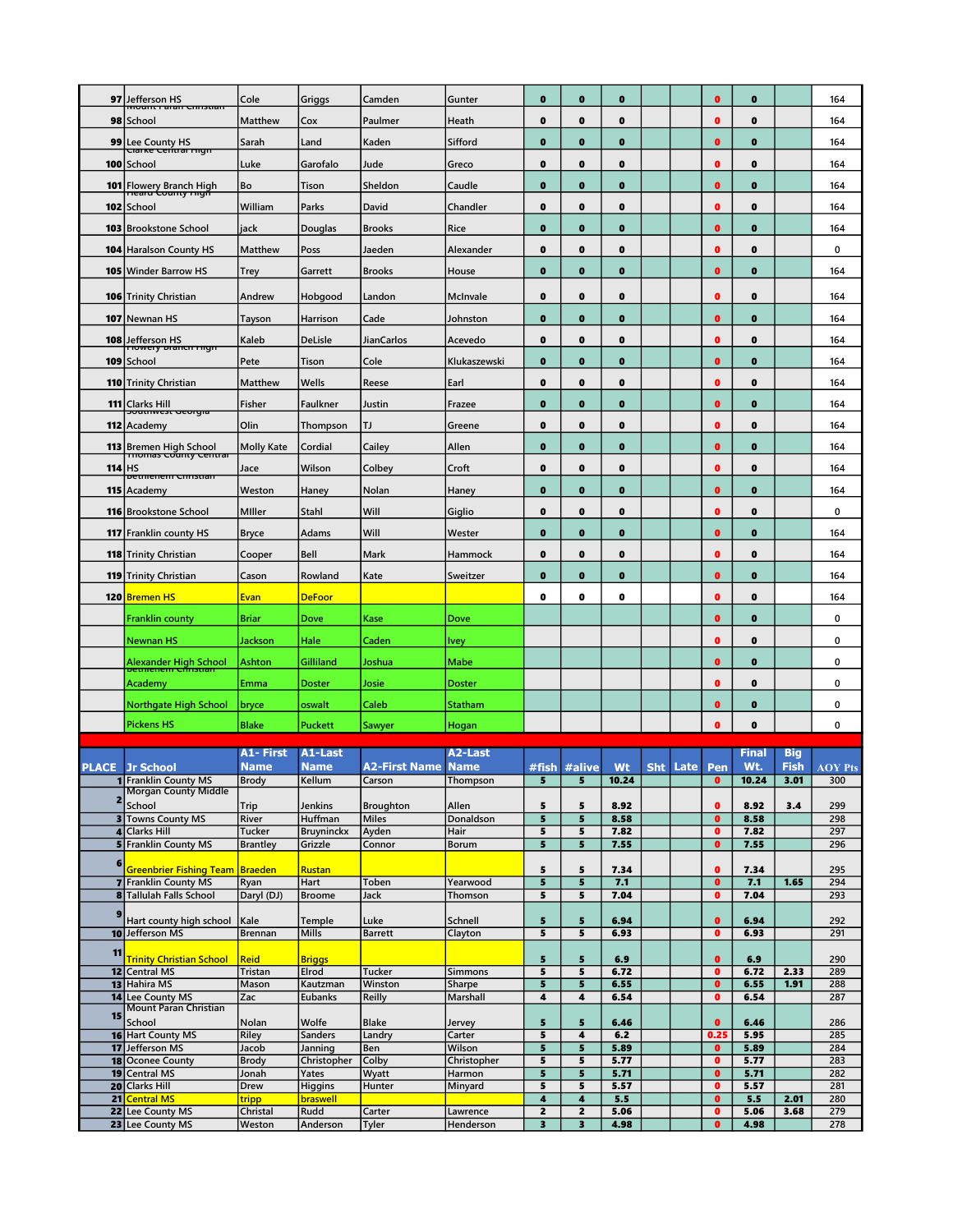| | | | | | | | | | | | | | | |
|---|---|---|---|---|---|---|---|---|---|---|---|---|---|---|
| 97 | Jefferson HS | Cole | Griggs | Camden | Gunter | 0 | 0 | 0 | | | 0 | 0 | | 164 |
| 98 | Mount Paran Christian School | Matthew | Cox | Paulmer | Heath | 0 | 0 | 0 | | | 0 | 0 | | 164 |
| 99 | Lee County HS | Sarah | Land | Kaden | Sifford | 0 | 0 | 0 | | | 0 | 0 | | 164 |
| 100 | Clarke Central High School | Luke | Garofalo | Jude | Greco | 0 | 0 | 0 | | | 0 | 0 | | 164 |
| 101 | Flowery Branch High | Bo | Tison | Sheldon | Caudle | 0 | 0 | 0 | | | 0 | 0 | | 164 |
| 102 | Heard County High School | William | Parks | David | Chandler | 0 | 0 | 0 | | | 0 | 0 | | 164 |
| 103 | Brookstone School | jack | Douglas | Brooks | Rice | 0 | 0 | 0 | | | 0 | 0 | | 164 |
| 104 | Haralson County HS | Matthew | Poss | Jaeden | Alexander | 0 | 0 | 0 | | | 0 | 0 | | 0 |
| 105 | Winder Barrow HS | Trey | Garrett | Brooks | House | 0 | 0 | 0 | | | 0 | 0 | | 164 |
| 106 | Trinity Christian | Andrew | Hobgood | Landon | McInvale | 0 | 0 | 0 | | | 0 | 0 | | 164 |
| 107 | Newnan HS | Tayson | Harrison | Cade | Johnston | 0 | 0 | 0 | | | 0 | 0 | | 164 |
| 108 | Jefferson HS | Kaleb | DeLisle | JianCarlos | Acevedo | 0 | 0 | 0 | | | 0 | 0 | | 164 |
| 109 | Flowery Branch High School | Pete | Tison | Cole | Klukaszewski | 0 | 0 | 0 | | | 0 | 0 | | 164 |
| 110 | Trinity Christian | Matthew | Wells | Reese | Earl | 0 | 0 | 0 | | | 0 | 0 | | 164 |
| 111 | Clarks Hill | Fisher | Faulkner | Justin | Frazee | 0 | 0 | 0 | | | 0 | 0 | | 164 |
| 112 | Southwest Georgia Academy | Olin | Thompson | TJ | Greene | 0 | 0 | 0 | | | 0 | 0 | | 164 |
| 113 | Bremen High School | Molly Kate | Cordial | Cailey | Allen | 0 | 0 | 0 | | | 0 | 0 | | 164 |
| 114 | Thomas County Central HS | Jace | Wilson | Colbey | Croft | 0 | 0 | 0 | | | 0 | 0 | | 164 |
| 115 | Bethlehem Christian Academy | Weston | Haney | Nolan | Haney | 0 | 0 | 0 | | | 0 | 0 | | 164 |
| 116 | Brookstone School | MIller | Stahl | Will | Giglio | 0 | 0 | 0 | | | 0 | 0 | | 0 |
| 117 | Franklin county HS | Bryce | Adams | Will | Wester | 0 | 0 | 0 | | | 0 | 0 | | 164 |
| 118 | Trinity Christian | Cooper | Bell | Mark | Hammock | 0 | 0 | 0 | | | 0 | 0 | | 164 |
| 119 | Trinity Christian | Cason | Rowland | Kate | Sweitzer | 0 | 0 | 0 | | | 0 | 0 | | 164 |
| 120 | Bremen HS | Evan | DeFoor | | | 0 | 0 | 0 | | | 0 | 0 | | 164 |
| | Franklin county | Briar | Dove | Kase | Dove | | | | | | 0 | 0 | | 0 |
| | Newnan HS | Jackson | Hale | Caden | Ivey | | | | | | 0 | 0 | | 0 |
| | Alexander High School | Ashton | Gilliland | Joshua | Mabe | | | | | | 0 | 0 | | 0 |
| | Bethlehem Christian Academy | Emma | Doster | Josie | Doster | | | | | | 0 | 0 | | 0 |
| | Northgate High School | bryce | oswalt | Caleb | Statham | | | | | | 0 | 0 | | 0 |
| | Pickens HS | Blake | Puckett | Sawyer | Hogan | | | | | | 0 | 0 | | 0 |

| PLACE | Jr School | A1- First Name | A1-Last Name | A2-First Name | A2-Last Name | #fish | #alive | Wt | Sht | Late | Pen | Final Wt. | Big Fish | AOY Pts |
|---|---|---|---|---|---|---|---|---|---|---|---|---|---|---|
| 1 | Franklin County MS | Brody | Kellum | Carson | Thompson | 5 | 5 | 10.24 | | | 0 | 10.24 | 3.01 | 300 |
| 2 | Morgan County Middle School | Trip | Jenkins | Broughton | Allen | 5 | 5 | 8.92 | | | 0 | 8.92 | 3.4 | 299 |
| 3 | Towns County MS | River | Huffman | Miles | Donaldson | 5 | 5 | 8.58 | | | 0 | 8.58 | | 298 |
| 4 | Clarks Hill | Tucker | Bruyninckx | Ayden | Hair | 5 | 5 | 7.82 | | | 0 | 7.82 | | 297 |
| 5 | Franklin County MS | Brantley | Grizzle | Connor | Borum | 5 | 5 | 7.55 | | | 0 | 7.55 | | 296 |
| 6 | Greenbrier Fishing Team | Braeden | Rustan | | | 5 | 5 | 7.34 | | | 0 | 7.34 | | 295 |
| 7 | Franklin County MS | Ryan | Hart | Toben | Yearwood | 5 | 5 | 7.1 | | | 0 | 7.1 | 1.65 | 294 |
| 8 | Tallulah Falls School | Daryl (DJ) | Broome | Jack | Thomson | 5 | 5 | 7.04 | | | 0 | 7.04 | | 293 |
| 9 | Hart county high school | Kale | Temple | Luke | Schnell | 5 | 5 | 6.94 | | | 0 | 6.94 | | 292 |
| 10 | Jefferson MS | Brennan | Mills | Barrett | Clayton | 5 | 5 | 6.93 | | | 0 | 6.93 | | 291 |
| 11 | Trinity Christian School | Reid | Briggs | | | 5 | 5 | 6.9 | | | 0 | 6.9 | | 290 |
| 12 | Central MS | Tristan | Elrod | Tucker | Simmons | 5 | 5 | 6.72 | | | 0 | 6.72 | 2.33 | 289 |
| 13 | Hahira MS | Mason | Kautzman | Winston | Sharpe | 5 | 5 | 6.55 | | | 0 | 6.55 | 1.91 | 288 |
| 14 | Lee County MS | Zac | Eubanks | Reilly | Marshall | 4 | 4 | 6.54 | | | 0 | 6.54 | | 287 |
| 15 | Mount Paran Christian School | Nolan | Wolfe | Blake | Jervey | 5 | 5 | 6.46 | | | 0 | 6.46 | | 286 |
| 16 | Hart County MS | Riley | Sanders | Landry | Carter | 5 | 4 | 6.2 | | | 0.25 | 5.95 | | 285 |
| 17 | Jefferson MS | Jacob | Janning | Ben | Wilson | 5 | 5 | 5.89 | | | 0 | 5.89 | | 284 |
| 18 | Oconee County | Brody | Christopher | Colby | Christopher | 5 | 5 | 5.77 | | | 0 | 5.77 | | 283 |
| 19 | Central MS | Jonah | Yates | Wyatt | Harmon | 5 | 5 | 5.71 | | | 0 | 5.71 | | 282 |
| 20 | Clarks Hill | Drew | Higgins | Hunter | Minyard | 5 | 5 | 5.57 | | | 0 | 5.57 | | 281 |
| 21 | Central MS | tripp | braswell | | | 4 | 4 | 5.5 | | | 0 | 5.5 | 2.01 | 280 |
| 22 | Lee County MS | Christal | Rudd | Carter | Lawrence | 2 | 2 | 5.06 | | | 0 | 5.06 | 3.68 | 279 |
| 23 | Lee County MS | Weston | Anderson | Tyler | Henderson | 3 | 3 | 4.98 | | | 0 | 4.98 | | 278 |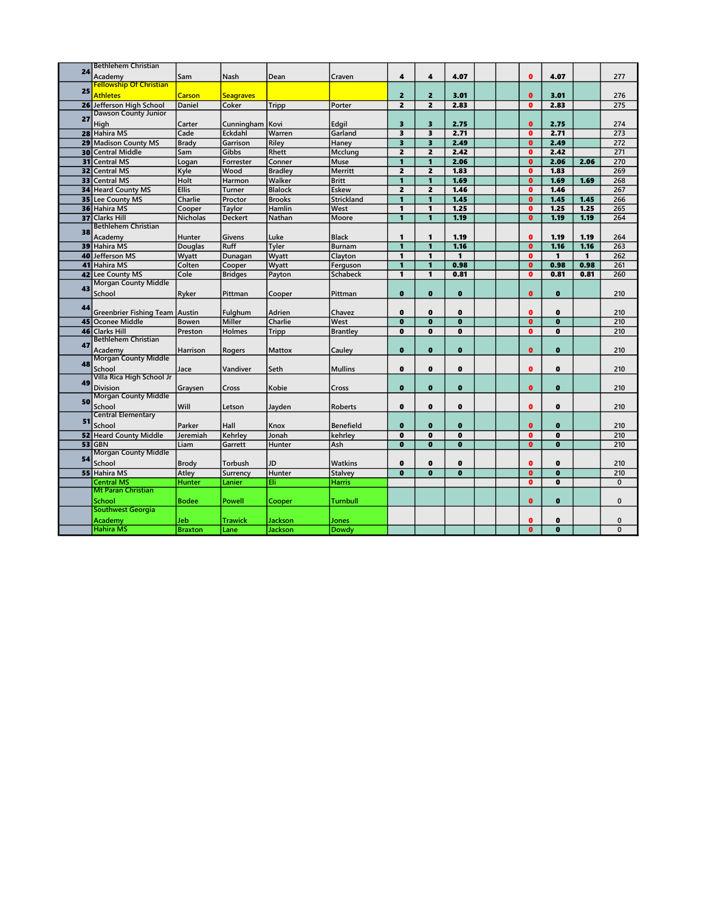| | | | | | | | | | | | | | |
|---|---|---|---|---|---|---|---|---|---|---|---|---|---|
| 24 | Bethlehem Christian Academy | Sam | Nash | Dean | Craven | 4 | 4 | 4.07 | | | 0 | 4.07 | | 277 |
| 25 | Fellowship Of Christian Athletes | Carson | Seagraves | | | 2 | 2 | 3.01 | | | 0 | 3.01 | | 276 |
| 26 | Jefferson High School | Daniel | Coker | Tripp | Porter | 2 | 2 | 2.83 | | | 0 | 2.83 | | 275 |
| 27 | Dawson County Junior High | Carter | Cunningham | Kovi | Edgil | 3 | 3 | 2.75 | | | 0 | 2.75 | | 274 |
| 28 | Hahira MS | Cade | Eckdahl | Warren | Garland | 3 | 3 | 2.71 | | | 0 | 2.71 | | 273 |
| 29 | Madison County MS | Brady | Garrison | Riley | Haney | 3 | 3 | 2.49 | | | 0 | 2.49 | | 272 |
| 30 | Central Middle | Sam | Gibbs | Rhett | Mcclung | 2 | 2 | 2.42 | | | 0 | 2.42 | | 271 |
| 31 | Central MS | Logan | Forrester | Conner | Muse | 1 | 1 | 2.06 | | | 0 | 2.06 | 2.06 | 270 |
| 32 | Central MS | Kyle | Wood | Bradley | Merritt | 2 | 2 | 1.83 | | | 0 | 1.83 | | 269 |
| 33 | Central MS | Holt | Harmon | Walker | Britt | 1 | 1 | 1.69 | | | 0 | 1.69 | 1.69 | 268 |
| 34 | Heard County MS | Ellis | Turner | Blalock | Eskew | 2 | 2 | 1.46 | | | 0 | 1.46 | | 267 |
| 35 | Lee County MS | Charlie | Proctor | Brooks | Strickland | 1 | 1 | 1.45 | | | 0 | 1.45 | 1.45 | 266 |
| 36 | Hahira MS | Cooper | Taylor | Hamlin | West | 1 | 1 | 1.25 | | | 0 | 1.25 | 1.25 | 265 |
| 37 | Clarks Hill | Nicholas | Deckert | Nathan | Moore | 1 | 1 | 1.19 | | | 0 | 1.19 | 1.19 | 264 |
| 38 | Bethlehem Christian Academy | Hunter | Givens | Luke | Black | 1 | 1 | 1.19 | | | 0 | 1.19 | 1.19 | 264 |
| 39 | Hahira MS | Douglas | Ruff | Tyler | Burnam | 1 | 1 | 1.16 | | | 0 | 1.16 | 1.16 | 263 |
| 40 | Jefferson MS | Wyatt | Dunagan | Wyatt | Clayton | 1 | 1 | 1 | | | 0 | 1 | 1 | 262 |
| 41 | Hahira MS | Colten | Cooper | Wyatt | Ferguson | 1 | 1 | 0.98 | | | 0 | 0.98 | 0.98 | 261 |
| 42 | Lee County MS | Cole | Bridges | Payton | Schabeck | 1 | 1 | 0.81 | | | 0 | 0.81 | 0.81 | 260 |
| 43 | Morgan County Middle School | Ryker | Pittman | Cooper | Pittman | 0 | 0 | 0 | | | 0 | 0 | | 210 |
| 44 | Greenbrier Fishing Team | Austin | Fulghum | Adrien | Chavez | 0 | 0 | 0 | | | 0 | 0 | | 210 |
| 45 | Oconee Middle | Bowen | Miller | Charlie | West | 0 | 0 | 0 | | | 0 | 0 | | 210 |
| 46 | Clarks Hill | Preston | Holmes | Tripp | Brantley | 0 | 0 | 0 | | | 0 | 0 | | 210 |
| 47 | Bethlehem Christian Academy | Harrison | Rogers | Mattox | Cauley | 0 | 0 | 0 | | | 0 | 0 | | 210 |
| 48 | Morgan County Middle School | Jace | Vandiver | Seth | Mullins | 0 | 0 | 0 | | | 0 | 0 | | 210 |
| 49 | Villa Rica High School Jr Division | Graysen | Cross | Kobie | Cross | 0 | 0 | 0 | | | 0 | 0 | | 210 |
| 50 | Morgan County Middle School | Will | Letson | Jayden | Roberts | 0 | 0 | 0 | | | 0 | 0 | | 210 |
| 51 | Central Elementary School | Parker | Hall | Knox | Benefield | 0 | 0 | 0 | | | 0 | 0 | | 210 |
| 52 | Heard County Middle | Jeremiah | Kehrley | Jonah | kehrley | 0 | 0 | 0 | | | 0 | 0 | | 210 |
| 53 | GBN | Liam | Garrett | Hunter | Ash | 0 | 0 | 0 | | | 0 | 0 | | 210 |
| 54 | Morgan County Middle School | Brody | Torbush | JD | Watkins | 0 | 0 | 0 | | | 0 | 0 | | 210 |
| 55 | Hahira MS | Atley | Surrency | Hunter | Stalvey | 0 | 0 | 0 | | | 0 | 0 | | 210 |
| | Central MS | Hunter | Lanier | Eli | Harris | | | | | | 0 | 0 | | 0 |
| | Mt Paran Christian School | Bodee | Powell | Cooper | Turnbull | | | | | | 0 | 0 | | 0 |
| | Southwest Georgia Academy | Jeb | Trawick | Jackson | Jones | | | | | | 0 | 0 | | 0 |
| | Hahira MS | Braxton | Lane | Jackson | Dowdy | | | | | | 0 | 0 | | 0 |